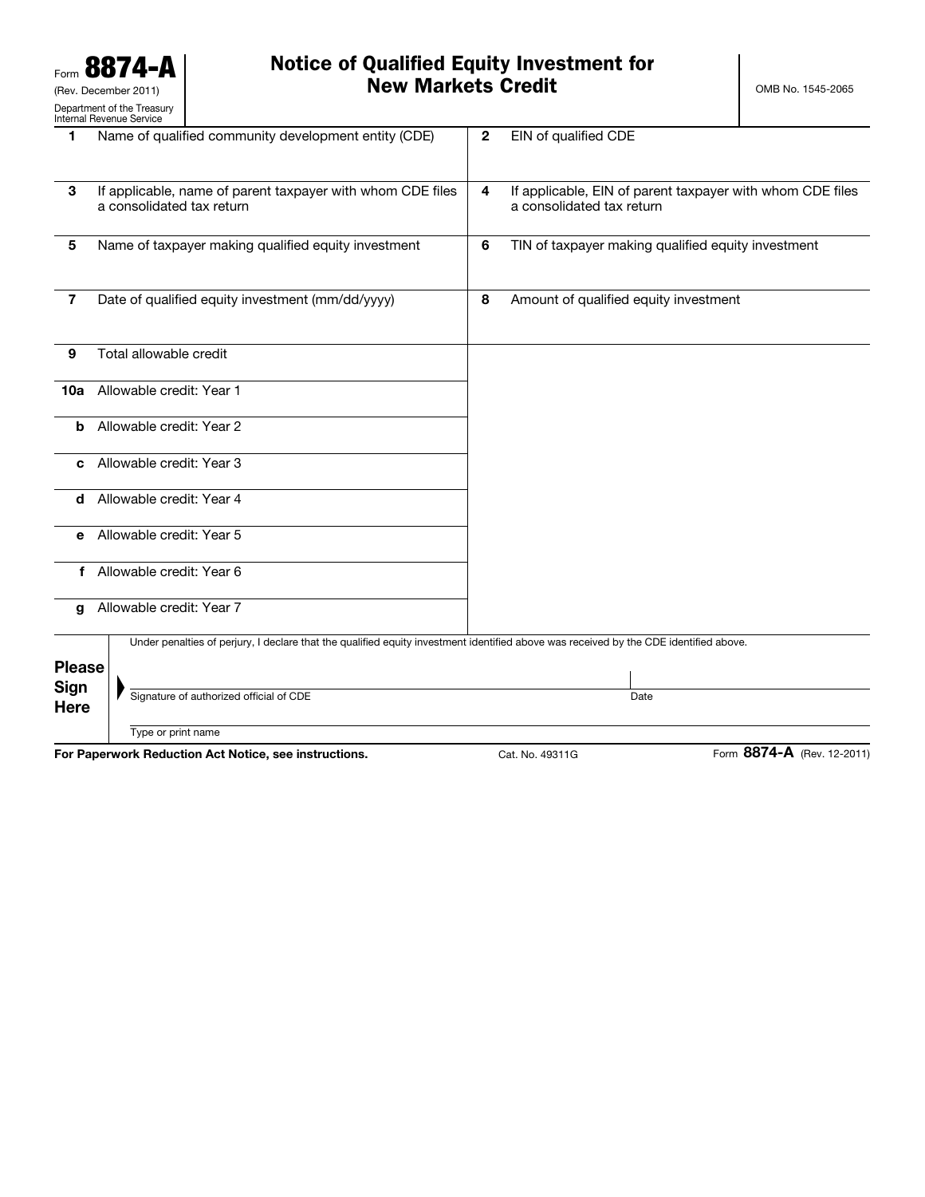Form **8874-A**
(Rev. December 2011)
Department of the Treasury
Internal Revenue Service

# Notice of Qualified Equity Investment for New Markets Credit

OMB No. 1545-2065

| | | | |
|---|---|---|---|
| **1** | Name of qualified community development entity (CDE) | **2** | EIN of qualified CDE |
| **3** | If applicable, name of parent taxpayer with whom CDE files a consolidated tax return | **4** | If applicable, EIN of parent taxpayer with whom CDE files a consolidated tax return |
| **5** | Name of taxpayer making qualified equity investment | **6** | TIN of taxpayer making qualified equity investment |
| **7** | Date of qualified equity investment (mm/dd/yyyy) | **8** | Amount of qualified equity investment |
| **9** | Total allowable credit | | |
| **10a** | Allowable credit: Year 1 | | |
| **b** | Allowable credit: Year 2 | | |
| **c** | Allowable credit: Year 3 | | |
| **d** | Allowable credit: Year 4 | | |
| **e** | Allowable credit: Year 5 | | |
| **f** | Allowable credit: Year 6 | | |
| **g** | Allowable credit: Year 7 | | |

**Please Sign Here**

Under penalties of perjury, I declare that the qualified equity investment identified above was received by the CDE identified above.

Signature of authorized official of CDE | Date

Type or print name

**For Paperwork Reduction Act Notice, see instructions.** Cat. No. 49311G Form **8874-A** (Rev. 12-2011)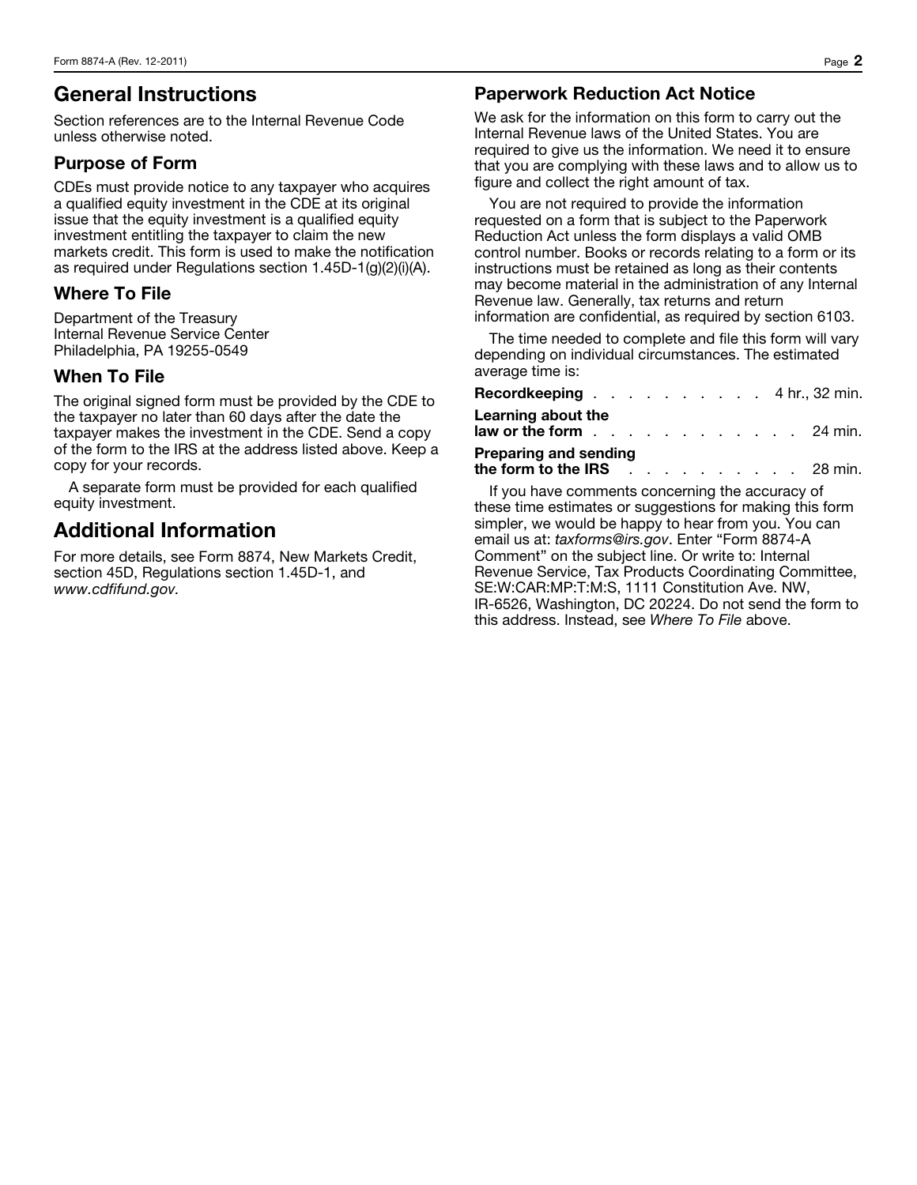## General Instructions

Section references are to the Internal Revenue Code unless otherwise noted.

### Purpose of Form

CDEs must provide notice to any taxpayer who acquires a qualified equity investment in the CDE at its original issue that the equity investment is a qualified equity investment entitling the taxpayer to claim the new markets credit. This form is used to make the notification as required under Regulations section 1.45D-1(g)(2)(i)(A).

### Where To File

Department of the Treasury
Internal Revenue Service Center
Philadelphia, PA 19255-0549

### When To File

The original signed form must be provided by the CDE to the taxpayer no later than 60 days after the date the taxpayer makes the investment in the CDE. Send a copy of the form to the IRS at the address listed above. Keep a copy for your records.

A separate form must be provided for each qualified equity investment.

## Additional Information

For more details, see Form 8874, New Markets Credit, section 45D, Regulations section 1.45D-1, and *www.cdfifund.gov.*

### Paperwork Reduction Act Notice

We ask for the information on this form to carry out the Internal Revenue laws of the United States. You are required to give us the information. We need it to ensure that you are complying with these laws and to allow us to figure and collect the right amount of tax.

You are not required to provide the information requested on a form that is subject to the Paperwork Reduction Act unless the form displays a valid OMB control number. Books or records relating to a form or its instructions must be retained as long as their contents may become material in the administration of any Internal Revenue law. Generally, tax returns and return information are confidential, as required by section 6103.

The time needed to complete and file this form will vary depending on individual circumstances. The estimated average time is:

**Recordkeeping** . . . . . . . . . . . 4 hr., 32 min.

**Learning about the law or the form** . . . . . . . . . . . . 24 min.

**Preparing and sending the form to the IRS** . . . . . . . . . . . 28 min.

If you have comments concerning the accuracy of these time estimates or suggestions for making this form simpler, we would be happy to hear from you. You can email us at: *taxforms@irs.gov*. Enter "Form 8874-A Comment" on the subject line. Or write to: Internal Revenue Service, Tax Products Coordinating Committee, SE:W:CAR:MP:T:M:S, 1111 Constitution Ave. NW, IR-6526, Washington, DC 20224. Do not send the form to this address. Instead, see *Where To File* above.